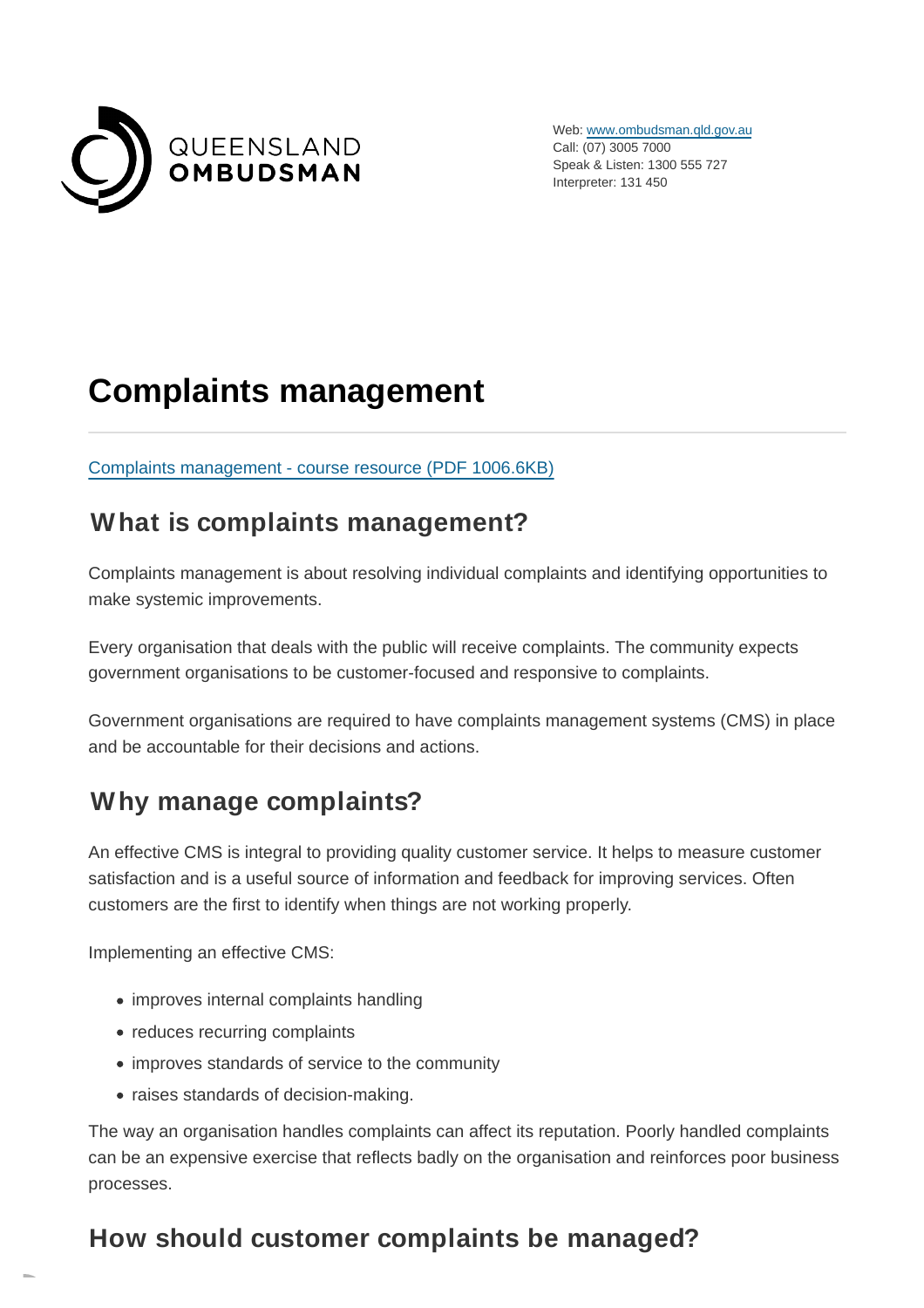QUEENSLAND OMBUDSMAN

Web: [www.ombudsman.qld.gov.au](http://www.ombudsman.qld.gov.au)
Call: (07) 3005 7000
Speak & Listen: 1300 555 727
Interpreter: 131 450

# Complaints management

[Complaints management - course resource (PDF 1006.6KB)]()

## What is complaints management?

Complaints management is about resolving individual complaints and identifying opportunities to make systemic improvements.

Every organisation that deals with the public will receive complaints. The community expects government organisations to be customer-focused and responsive to complaints.

Government organisations are required to have complaints management systems (CMS) in place and be accountable for their decisions and actions.

## Why manage complaints?

An effective CMS is integral to providing quality customer service. It helps to measure customer satisfaction and is a useful source of information and feedback for improving services. Often customers are the first to identify when things are not working properly.

Implementing an effective CMS:

- improves internal complaints handling
- reduces recurring complaints
- improves standards of service to the community
- raises standards of decision-making.

The way an organisation handles complaints can affect its reputation. Poorly handled complaints can be an expensive exercise that reflects badly on the organisation and reinforces poor business processes.

## How should customer complaints be managed?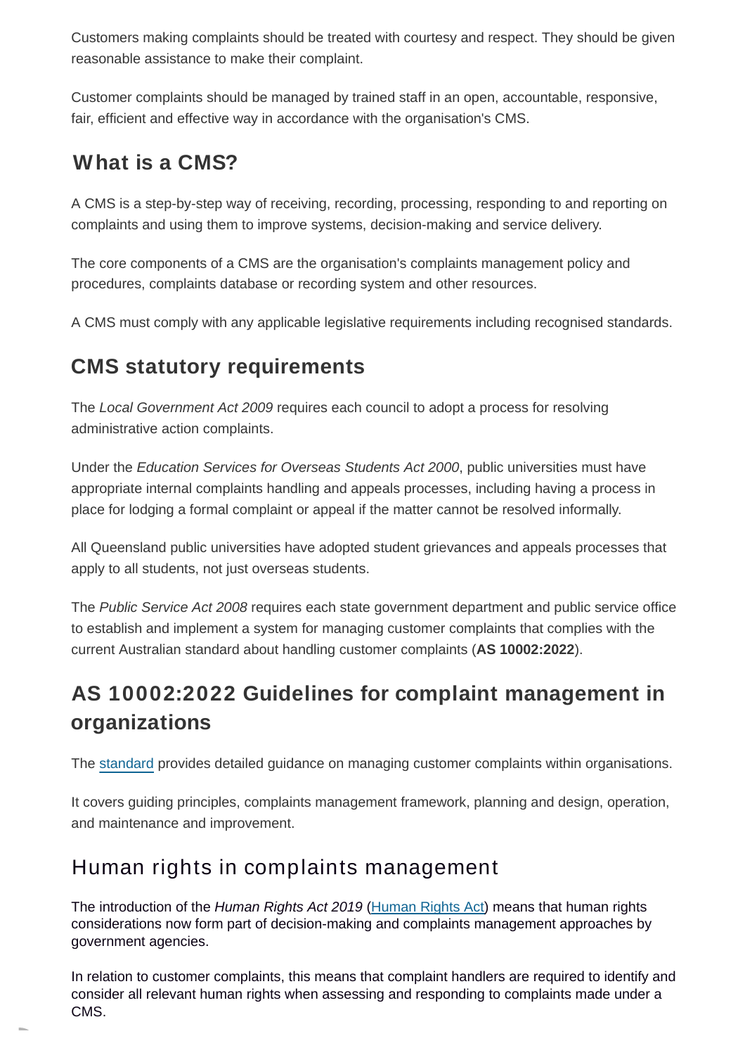Customers making complaints should be treated with courtesy and respect. They should be given reasonable assistance to make their complaint.

Customer complaints should be managed by trained staff in an open, accountable, responsive, fair, efficient and effective way in accordance with the organisation's CMS.

## What is a CMS?

A CMS is a step-by-step way of receiving, recording, processing, responding to and reporting on complaints and using them to improve systems, decision-making and service delivery.

The core components of a CMS are the organisation's complaints management policy and procedures, complaints database or recording system and other resources.

A CMS must comply with any applicable legislative requirements including recognised standards.

## CMS statutory requirements

The *Local Government Act 2009* requires each council to adopt a process for resolving administrative action complaints.

Under the *Education Services for Overseas Students Act 2000*, public universities must have appropriate internal complaints handling and appeals processes, including having a process in place for lodging a formal complaint or appeal if the matter cannot be resolved informally.

All Queensland public universities have adopted student grievances and appeals processes that apply to all students, not just overseas students.

The *Public Service Act 2008* requires each state government department and public service office to establish and implement a system for managing customer complaints that complies with the current Australian standard about handling customer complaints (**AS 10002:2022**).

## AS 10002:2022 Guidelines for complaint management in organizations

The standard provides detailed guidance on managing customer complaints within organisations.

It covers guiding principles, complaints management framework, planning and design, operation, and maintenance and improvement.

## Human rights in complaints management

The introduction of the *Human Rights Act 2019* (Human Rights Act) means that human rights considerations now form part of decision-making and complaints management approaches by government agencies.

In relation to customer complaints, this means that complaint handlers are required to identify and consider all relevant human rights when assessing and responding to complaints made under a CMS.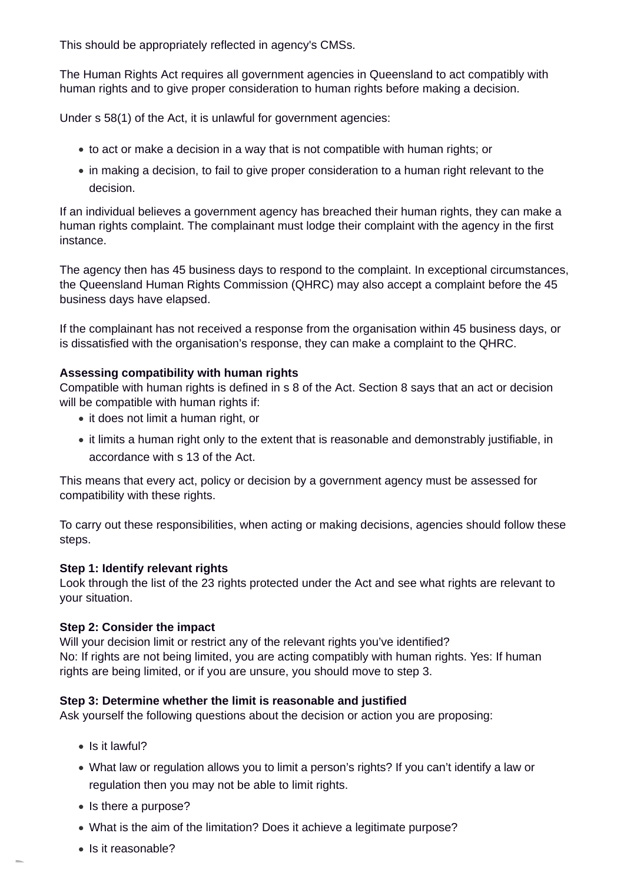This should be appropriately reflected in agency's CMSs.

The Human Rights Act requires all government agencies in Queensland to act compatibly with human rights and to give proper consideration to human rights before making a decision.

Under s 58(1) of the Act, it is unlawful for government agencies:

- to act or make a decision in a way that is not compatible with human rights; or
- in making a decision, to fail to give proper consideration to a human right relevant to the decision.

If an individual believes a government agency has breached their human rights, they can make a human rights complaint. The complainant must lodge their complaint with the agency in the first instance.

The agency then has 45 business days to respond to the complaint. In exceptional circumstances, the Queensland Human Rights Commission (QHRC) may also accept a complaint before the 45 business days have elapsed.

If the complainant has not received a response from the organisation within 45 business days, or is dissatisfied with the organisation's response, they can make a complaint to the QHRC.

**Assessing compatibility with human rights**
Compatible with human rights is defined in s 8 of the Act. Section 8 says that an act or decision will be compatible with human rights if:

- it does not limit a human right, or
- it limits a human right only to the extent that is reasonable and demonstrably justifiable, in accordance with s 13 of the Act.

This means that every act, policy or decision by a government agency must be assessed for compatibility with these rights.

To carry out these responsibilities, when acting or making decisions, agencies should follow these steps.

**Step 1: Identify relevant rights**
Look through the list of the 23 rights protected under the Act and see what rights are relevant to your situation.

**Step 2: Consider the impact**
Will your decision limit or restrict any of the relevant rights you've identified?
No: If rights are not being limited, you are acting compatibly with human rights. Yes: If human rights are being limited, or if you are unsure, you should move to step 3.

**Step 3: Determine whether the limit is reasonable and justified**
Ask yourself the following questions about the decision or action you are proposing:

- Is it lawful?
- What law or regulation allows you to limit a person's rights? If you can't identify a law or regulation then you may not be able to limit rights.
- Is there a purpose?
- What is the aim of the limitation? Does it achieve a legitimate purpose?
- Is it reasonable?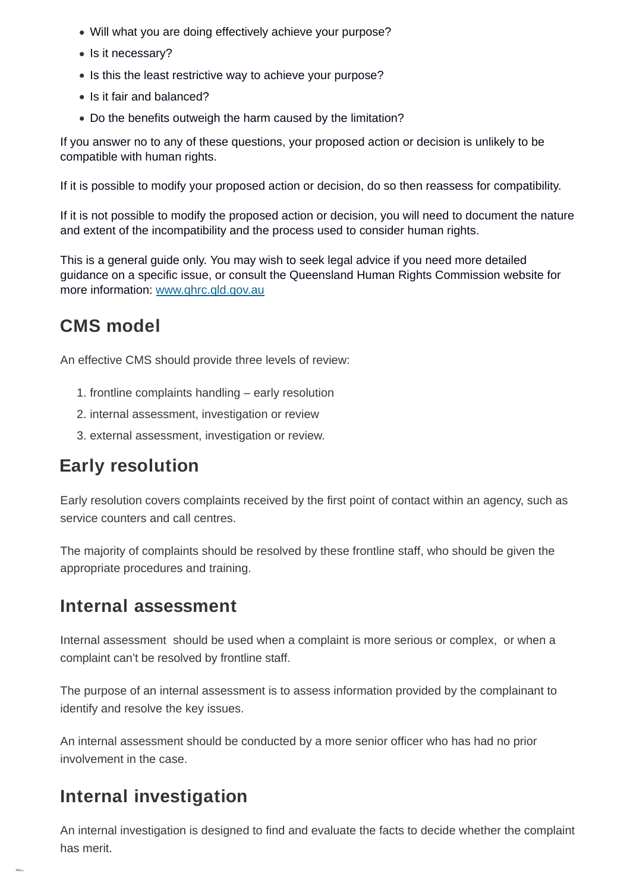- Will what you are doing effectively achieve your purpose?
- Is it necessary?
- Is this the least restrictive way to achieve your purpose?
- Is it fair and balanced?
- Do the benefits outweigh the harm caused by the limitation?

If you answer no to any of these questions, your proposed action or decision is unlikely to be compatible with human rights.

If it is possible to modify your proposed action or decision, do so then reassess for compatibility.

If it is not possible to modify the proposed action or decision, you will need to document the nature and extent of the incompatibility and the process used to consider human rights.

This is a general guide only. You may wish to seek legal advice if you need more detailed guidance on a specific issue, or consult the Queensland Human Rights Commission website for more information: [www.qhrc.qld.gov.au](http://www.qhrc.qld.gov.au)

## CMS model

An effective CMS should provide three levels of review:

1. frontline complaints handling – early resolution
2. internal assessment, investigation or review
3. external assessment, investigation or review.

## Early resolution

Early resolution covers complaints received by the first point of contact within an agency, such as service counters and call centres.

The majority of complaints should be resolved by these frontline staff, who should be given the appropriate procedures and training.

## Internal assessment

Internal assessment should be used when a complaint is more serious or complex, or when a complaint can't be resolved by frontline staff.

The purpose of an internal assessment is to assess information provided by the complainant to identify and resolve the key issues.

An internal assessment should be conducted by a more senior officer who has had no prior involvement in the case.

## Internal investigation

An internal investigation is designed to find and evaluate the facts to decide whether the complaint has merit.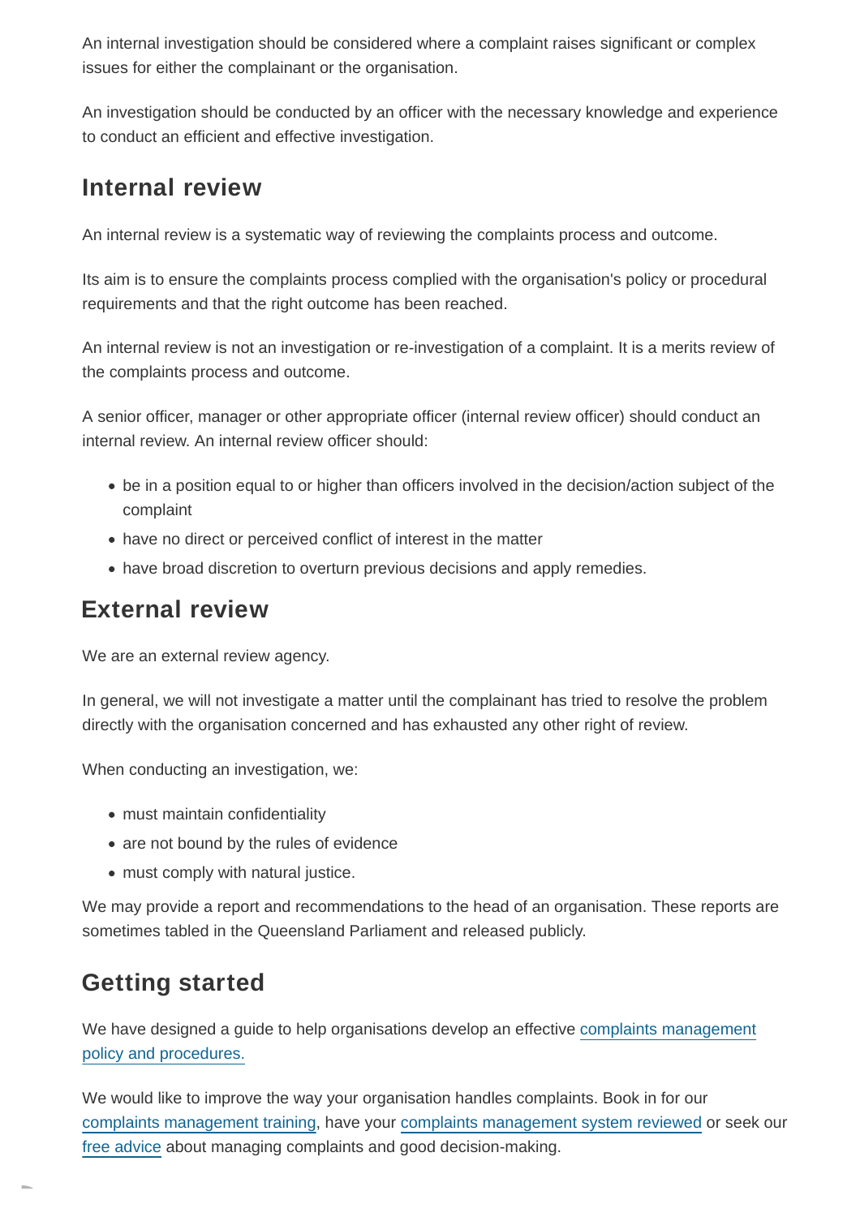An internal investigation should be considered where a complaint raises significant or complex issues for either the complainant or the organisation.

An investigation should be conducted by an officer with the necessary knowledge and experience to conduct an efficient and effective investigation.

## Internal review

An internal review is a systematic way of reviewing the complaints process and outcome.

Its aim is to ensure the complaints process complied with the organisation's policy or procedural requirements and that the right outcome has been reached.

An internal review is not an investigation or re-investigation of a complaint. It is a merits review of the complaints process and outcome.

A senior officer, manager or other appropriate officer (internal review officer) should conduct an internal review. An internal review officer should:

- be in a position equal to or higher than officers involved in the decision/action subject of the complaint
- have no direct or perceived conflict of interest in the matter
- have broad discretion to overturn previous decisions and apply remedies.

## External review

We are an external review agency.

In general, we will not investigate a matter until the complainant has tried to resolve the problem directly with the organisation concerned and has exhausted any other right of review.

When conducting an investigation, we:

- must maintain confidentiality
- are not bound by the rules of evidence
- must comply with natural justice.

We may provide a report and recommendations to the head of an organisation. These reports are sometimes tabled in the Queensland Parliament and released publicly.

## Getting started

We have designed a guide to help organisations develop an effective complaints management policy and procedures.

We would like to improve the way your organisation handles complaints. Book in for our complaints management training, have your complaints management system reviewed or seek our free advice about managing complaints and good decision-making.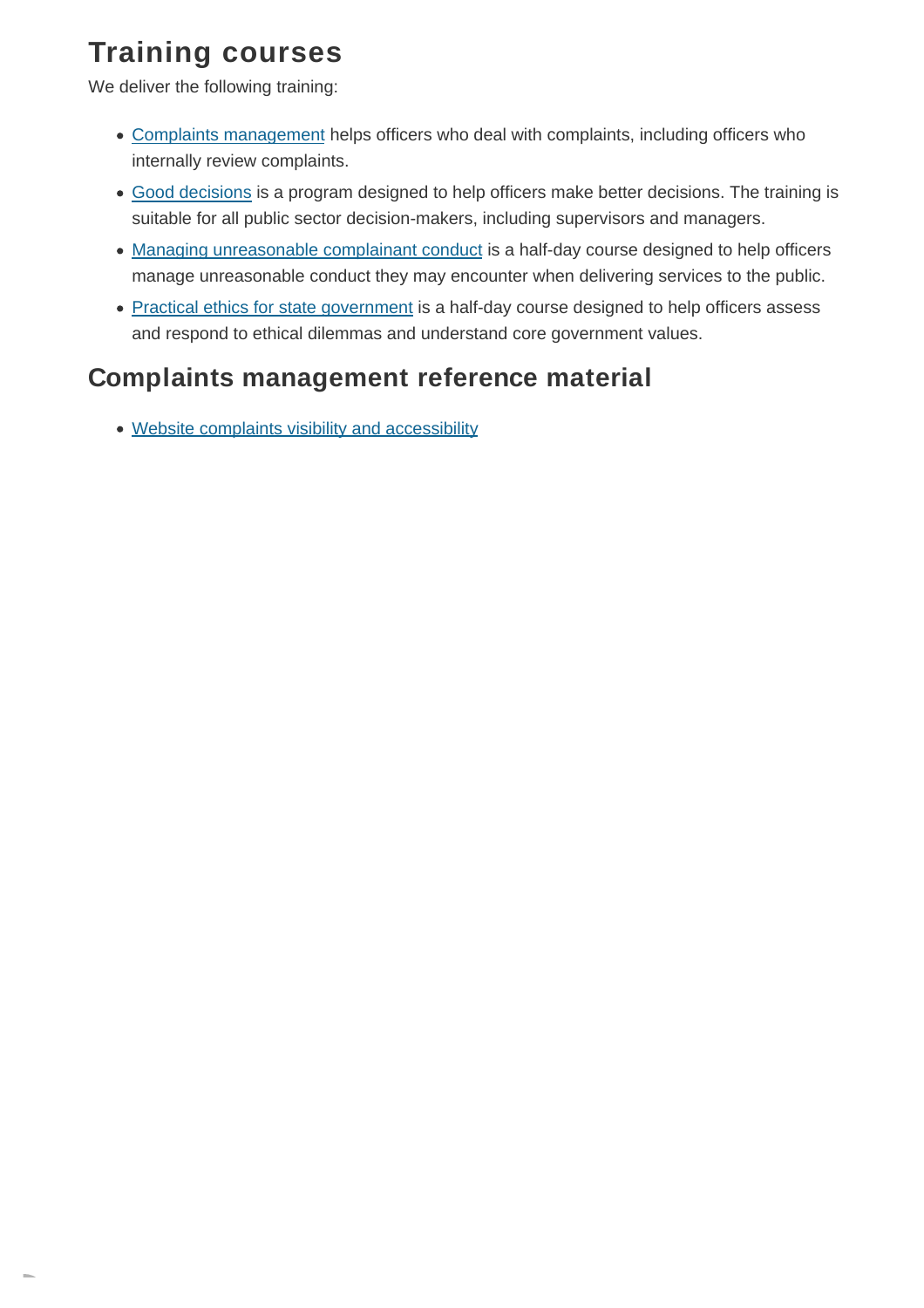## Training courses

We deliver the following training:

- Complaints management helps officers who deal with complaints, including officers who internally review complaints.
- Good decisions is a program designed to help officers make better decisions. The training is suitable for all public sector decision-makers, including supervisors and managers.
- Managing unreasonable complainant conduct is a half-day course designed to help officers manage unreasonable conduct they may encounter when delivering services to the public.
- Practical ethics for state government is a half-day course designed to help officers assess and respond to ethical dilemmas and understand core government values.

## Complaints management reference material

- Website complaints visibility and accessibility